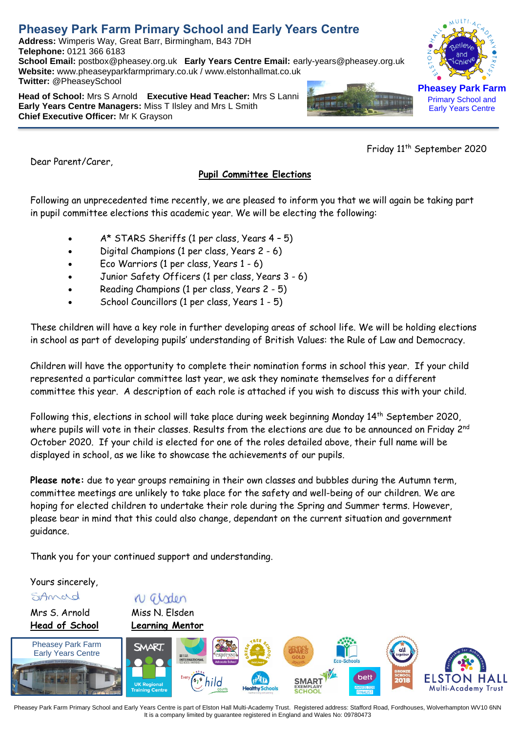# Pheasey Park Farm Primary School and Early Years Centre

**Address:** Wimperis Way, Great Barr, Birmingham, B43 7DH
**Telephone:** 0121 366 6183
**School Email:** postbox@pheasey.org.uk **Early Years Centre Email:** early-years@pheasey.org.uk
**Website:** www.pheaseyparkfarmprimary.co.uk / www.elstonhallmat.co.uk
**Twitter:** @PheaseySchool

**Head of School:** Mrs S Arnold **Executive Head Teacher:** Mrs S Lanni
**Early Years Centre Managers:** Miss T Ilsley and Mrs L Smith
**Chief Executive Officer:** Mr K Grayson

**Pheasey Park Farm**
Primary School and Early Years Centre

Friday 11th September 2020

Dear Parent/Carer,

**Pupil Committee Elections**

Following an unprecedented time recently, we are pleased to inform you that we will again be taking part in pupil committee elections this academic year. We will be electing the following:

- A* STARS Sheriffs (1 per class, Years 4 – 5)
- Digital Champions (1 per class, Years 2 - 6)
- Eco Warriors (1 per class, Years 1 - 6)
- Junior Safety Officers (1 per class, Years 3 - 6)
- Reading Champions (1 per class, Years 2 - 5)
- School Councillors (1 per class, Years 1 - 5)

These children will have a key role in further developing areas of school life. We will be holding elections in school as part of developing pupils' understanding of British Values: the Rule of Law and Democracy.

Children will have the opportunity to complete their nomination forms in school this year. If your child represented a particular committee last year, we ask they nominate themselves for a different committee this year. A description of each role is attached if you wish to discuss this with your child.

Following this, elections in school will take place during week beginning Monday 14th September 2020, where pupils will vote in their classes. Results from the elections are due to be announced on Friday 2nd October 2020. If your child is elected for one of the roles detailed above, their full name will be displayed in school, as we like to showcase the achievements of our pupils.

**Please note:** due to year groups remaining in their own classes and bubbles during the Autumn term, committee meetings are unlikely to take place for the safety and well-being of our children. We are hoping for elected children to undertake their role during the Spring and Summer terms. However, please bear in mind that this could also change, dependant on the current situation and government guidance.

Thank you for your continued support and understanding.

Yours sincerely,

Mrs S. Arnold
**Head of School**

Miss N. Elsden
**Learning Mentor**

Pheasey Park Farm Primary School and Early Years Centre is part of Elston Hall Multi-Academy Trust. Registered address: Stafford Road, Fordhouses, Wolverhampton WV10 6NN
It is a company limited by guarantee registered in England and Wales No: 09780473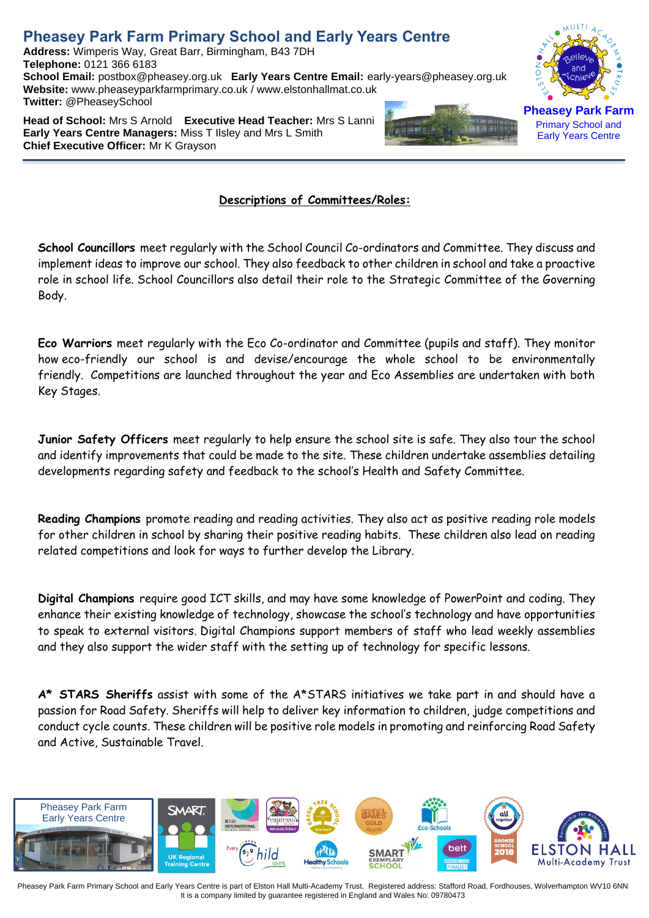# Pheasey Park Farm Primary School and Early Years Centre

**Address:** Wimperis Way, Great Barr, Birmingham, B43 7DH
**Telephone:** 0121 366 6183
**School Email:** postbox@pheasey.org.uk **Early Years Centre Email:** early-years@pheasey.org.uk
**Website:** www.pheaseyparkfarmprimary.co.uk / www.elstonhallmat.co.uk
**Twitter:** @PheaseySchool

**Head of School:** Mrs S Arnold **Executive Head Teacher:** Mrs S Lanni
**Early Years Centre Managers:** Miss T Ilsley and Mrs L Smith
**Chief Executive Officer:** Mr K Grayson

## Descriptions of Committees/Roles:

**School Councillors** meet regularly with the School Council Co-ordinators and Committee. They discuss and implement ideas to improve our school. They also feedback to other children in school and take a proactive role in school life. School Councillors also detail their role to the Strategic Committee of the Governing Body.

**Eco Warriors** meet regularly with the Eco Co-ordinator and Committee (pupils and staff). They monitor how eco-friendly our school is and devise/encourage the whole school to be environmentally friendly. Competitions are launched throughout the year and Eco Assemblies are undertaken with both Key Stages.

**Junior Safety Officers** meet regularly to help ensure the school site is safe. They also tour the school and identify improvements that could be made to the site. These children undertake assemblies detailing developments regarding safety and feedback to the school's Health and Safety Committee.

**Reading Champions** promote reading and reading activities. They also act as positive reading role models for other children in school by sharing their positive reading habits. These children also lead on reading related competitions and look for ways to further develop the Library.

**Digital Champions** require good ICT skills, and may have some knowledge of PowerPoint and coding. They enhance their existing knowledge of technology, showcase the school's technology and have opportunities to speak to external visitors. Digital Champions support members of staff who lead weekly assemblies and they also support the wider staff with the setting up of technology for specific lessons.

**A* STARS Sheriffs** assist with some of the A*STARS initiatives we take part in and should have a passion for Road Safety. Sheriffs will help to deliver key information to children, judge competitions and conduct cycle counts. These children will be positive role models in promoting and reinforcing Road Safety and Active, Sustainable Travel.

Pheasey Park Farm Primary School and Early Years Centre is part of Elston Hall Multi-Academy Trust. Registered address: Stafford Road, Fordhouses, Wolverhampton WV10 6NN
It is a company limited by guarantee registered in England and Wales No: 09780473